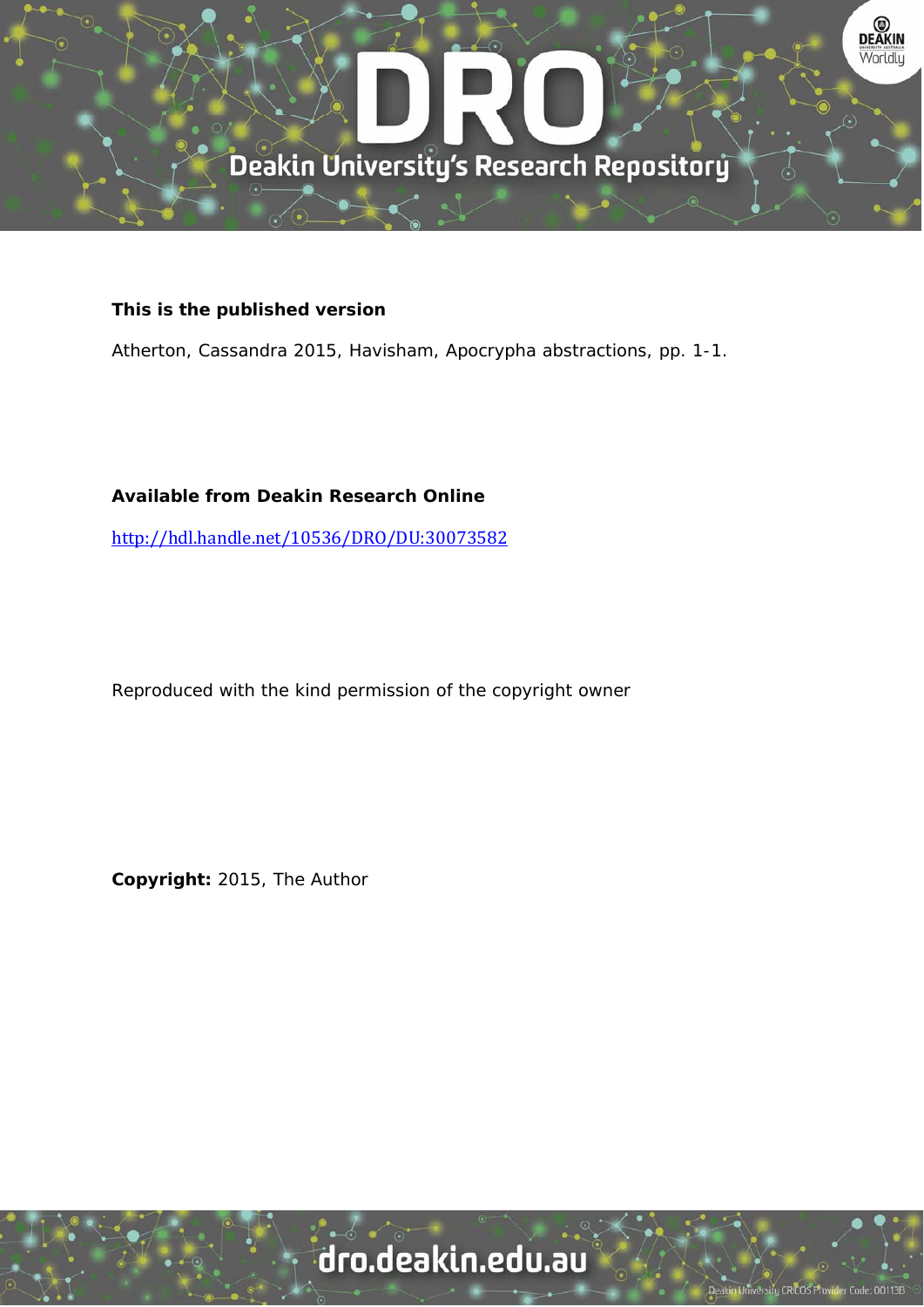**This is the published version**

Atherton, Cassandra 2015, Havisham, Apocrypha abstractions, pp. 1-1.

**Available from Deakin Research Online**

http://hdl.handle.net/10536/DRO/DU:30073582

Reproduced with the kind permission of the copyright owner

**Copyright:** 2015, The Author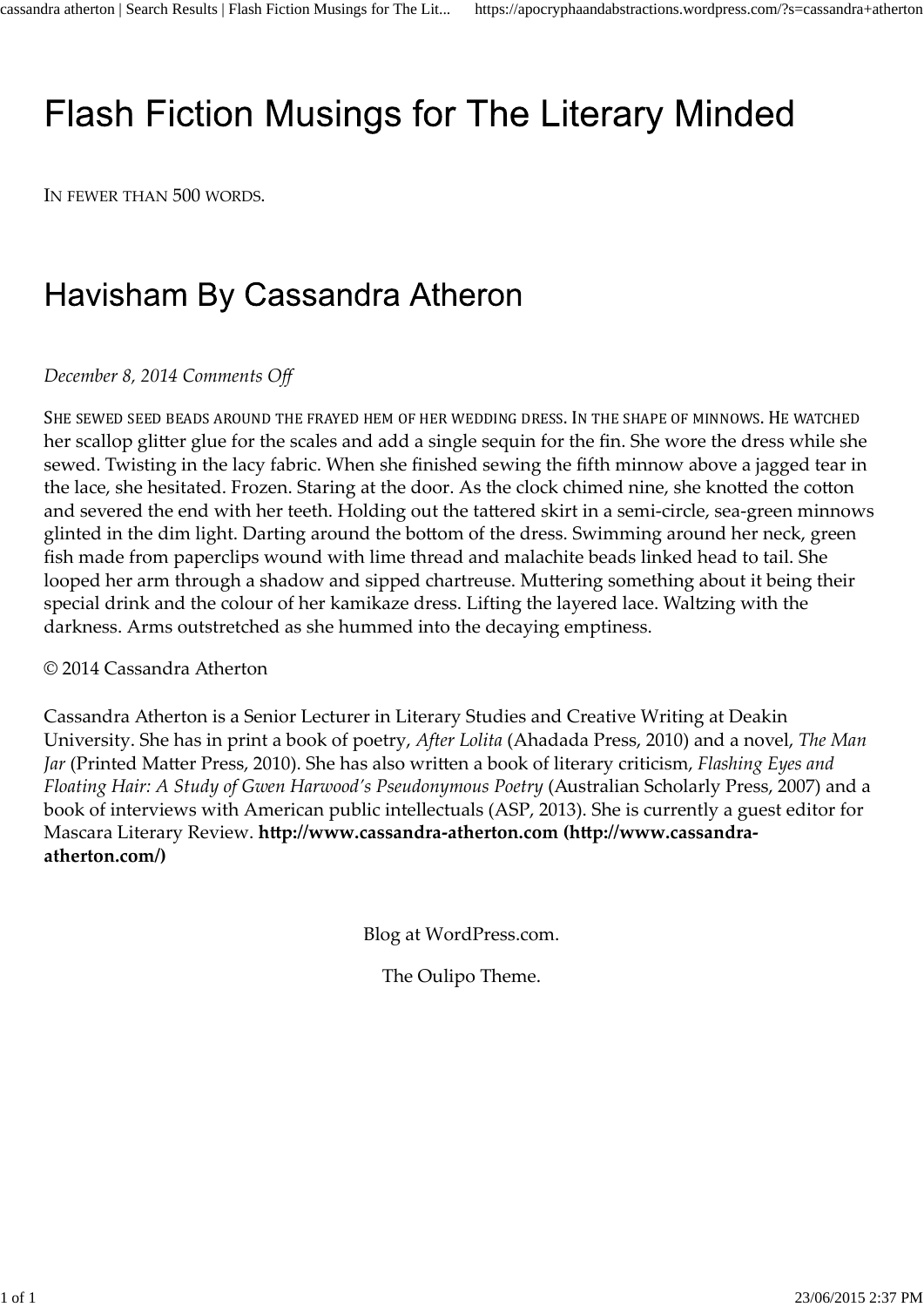# Flash Fiction Musings for The Literary Minded

IN FEWER THAN 500 WORDS.

## Havisham By Cassandra Atheron

*December 8, 2014 Comments Off*

SHE SEWED SEED BEADS AROUND THE FRAYED HEM OF HER WEDDING DRESS. IN THE SHAPE OF MINNOWS. HE WATCHED her scallop glitter glue for the scales and add a single sequin for the fin. She wore the dress while she sewed. Twisting in the lacy fabric. When she finished sewing the fifth minnow above a jagged tear in the lace, she hesitated. Frozen. Staring at the door. As the clock chimed nine, she knotted the cotton and severed the end with her teeth. Holding out the tattered skirt in a semi-circle, sea-green minnows glinted in the dim light. Darting around the bottom of the dress. Swimming around her neck, green fish made from paperclips wound with lime thread and malachite beads linked head to tail. She looped her arm through a shadow and sipped chartreuse. Muttering something about it being their special drink and the colour of her kamikaze dress. Lifting the layered lace. Waltzing with the darkness. Arms outstretched as she hummed into the decaying emptiness.

© 2014 Cassandra Atherton

Cassandra Atherton is a Senior Lecturer in Literary Studies and Creative Writing at Deakin University. She has in print a book of poetry, *After Lolita* (Ahadada Press, 2010) and a novel, *The Man Jar* (Printed Matter Press, 2010). She has also written a book of literary criticism, *Flashing Eyes and Floating Hair: A Study of Gwen Harwood's Pseudonymous Poetry* (Australian Scholarly Press, 2007) and a book of interviews with American public intellectuals (ASP, 2013). She is currently a guest editor for Mascara Literary Review. **http://www.cassandra-atherton.com (http://www.cassandra-atherton.com/)**

Blog at WordPress.com.

The Oulipo Theme.